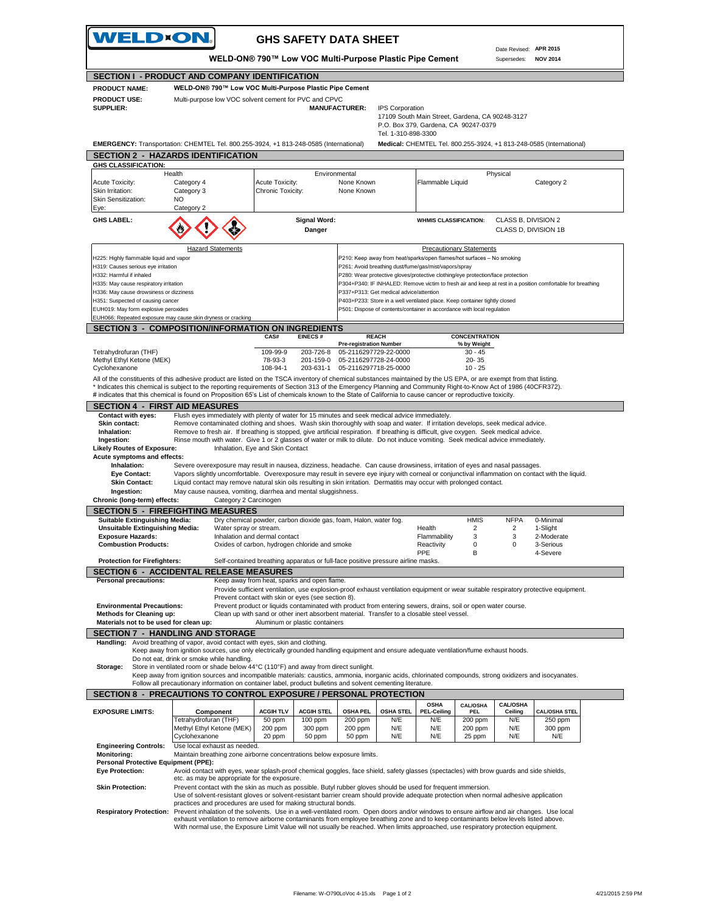# WELD-ON

## GHS SAFETY DATA SHEET

**WELD-ON® 790™ Low VOC Multi-Purpose Plastic Pipe Cement**

Date Revised: **APR 2015**
Supersedes: **NOV 2014**

## SECTION I - PRODUCT AND COMPANY IDENTIFICATION

**PRODUCT NAME:** WELD-ON® 790™ Low VOC Multi-Purpose Plastic Pipe Cement

**PRODUCT USE:** Multi-purpose low VOC solvent cement for PVC and CPVC

**SUPPLIER:**

**MANUFACTURER:** IPS Corporation
17109 South Main Street, Gardena, CA 90248-3127
P.O. Box 379, Gardena, CA 90247-0379
Tel. 1-310-898-3300

**EMERGENCY:** Transportation: CHEMTEL Tel. 800.255-3924, +1 813-248-0585 (International)
**Medical:** CHEMTEL Tel. 800.255-3924, +1 813-248-0585 (International)

## SECTION 2 - HAZARDS IDENTIFICATION

**GHS CLASSIFICATION:**

| Health | | Environmental | | Physical | |
|---|---|---|---|---|---|
| Acute Toxicity: | Category 4 | Acute Toxicity: | None Known | Flammable Liquid | Category 2 |
| Skin Irritation: | Category 3 | Chronic Toxicity: | None Known | | |
| Skin Sensitization: | NO | | | | |
| Eye: | Category 2 | | | | |

**GHS LABEL:**

**Signal Word:** **Danger**

**WHMIS CLASSIFICATION:** CLASS B, DIVISION 2; CLASS D, DIVISION 1B

| Hazard Statements | Precautionary Statements |
|---|---|
| H225: Highly flammable liquid and vapor | P210: Keep away from heat/sparks/open flames/hot surfaces – No smoking |
| H319: Causes serious eye irritation | P261: Avoid breathing dust/fume/gas/mist/vapors/spray |
| H332: Harmful if inhaled | P280: Wear protective gloves/protective clothing/eye protection/face protection |
| H335: May cause respiratory irritation | P304+P340: IF INHALED: Remove victim to fresh air and keep at rest in a position comfortable for breathing |
| H336: May cause drowsiness or dizziness | P337+P313: Get medical advice/attention |
| H351: Suspected of causing cancer | P403+P233: Store in a well ventilated place. Keep container tightly closed |
| EUH019: May form explosive peroxides | P501: Dispose of contents/container in accordance with local regulation |
| EUH066: Repeated exposure may cause skin dryness or cracking | |

## SECTION 3 - COMPOSITION/INFORMATION ON INGREDIENTS

| | CAS# | EINECS # | REACH Pre-registration Number | CONCENTRATION % by Weight |
|---|---|---|---|---|
| Tetrahydrofuran (THF) | 109-99-9 | 203-726-8 | 05-2116297729-22-0000 | 30 - 45 |
| Methyl Ethyl Ketone (MEK) | 78-93-3 | 201-159-0 | 05-2116297728-24-0000 | 20- 35 |
| Cyclohexanone | 108-94-1 | 203-631-1 | 05-2116297718-25-0000 | 10 - 25 |

All of the constituents of this adhesive product are listed on the TSCA inventory of chemical substances maintained by the US EPA, or are exempt from that listing.
* Indicates this chemical is subject to the reporting requirements of Section 313 of the Emergency Planning and Community Right-to-Know Act of 1986 (40CFR372).
# indicates that this chemical is found on Proposition 65's List of chemicals known to the State of California to cause cancer or reproductive toxicity.

## SECTION 4 - FIRST AID MEASURES

**Contact with eyes:** Flush eyes immediately with plenty of water for 15 minutes and seek medical advice immediately.
**Skin contact:** Remove contaminated clothing and shoes. Wash skin thoroughly with soap and water. If irritation develops, seek medical advice.
**Inhalation:** Remove to fresh air. If breathing is stopped, give artificial respiration. If breathing is difficult, give oxygen. Seek medical advice.
**Ingestion:** Rinse mouth with water. Give 1 or 2 glasses of water or milk to dilute. Do not induce vomiting. Seek medical advice immediately.
**Likely Routes of Exposure:** Inhalation, Eye and Skin Contact
**Acute symptoms and effects:**
**Inhalation:** Severe overexposure may result in nausea, dizziness, headache. Can cause drowsiness, irritation of eyes and nasal passages.
**Eye Contact:** Vapors slightly uncomfortable. Overexposure may result in severe eye injury with corneal or conjunctival inflammation on contact with the liquid.
**Skin Contact:** Liquid contact may remove natural skin oils resulting in skin irritation. Dermatitis may occur with prolonged contact.
**Ingestion:** May cause nausea, vomiting, diarrhea and mental sluggishness.
**Chronic (long-term) effects:** Category 2 Carcinogen

## SECTION 5 - FIREFIGHTING MEASURES

**Suitable Extinguishing Media:** Dry chemical powder, carbon dioxide gas, foam, Halon, water fog.
**Unsuitable Extinguishing Media:** Water spray or stream.
**Exposure Hazards:** Inhalation and dermal contact
**Combustion Products:** Oxides of carbon, hydrogen chloride and smoke
**Protection for Firefighters:** Self-contained breathing apparatus or full-face positive pressure airline masks.

| | HMIS | NFPA | |
|---|---|---|---|
| Health | 2 | 2 | 0-Minimal |
| Flammability | 3 | 3 | 1-Slight |
| Reactivity | 0 | 0 | 2-Moderate |
| PPE | B | | 3-Serious |
| | | | 4-Severe |

## SECTION 6 - ACCIDENTAL RELEASE MEASURES

**Personal precautions:** Keep away from heat, sparks and open flame.
Provide sufficient ventilation, use explosion-proof exhaust ventilation equipment or wear suitable respiratory protective equipment.
Prevent contact with skin or eyes (see section 8).
**Environmental Precautions:** Prevent product or liquids contaminated with product from entering sewers, drains, soil or open water course.
**Methods for Cleaning up:** Clean up with sand or other inert absorbent material. Transfer to a closable steel vessel.
**Materials not to be used for clean up:** Aluminum or plastic containers

## SECTION 7 - HANDLING AND STORAGE

**Handling:** Avoid breathing of vapor, avoid contact with eyes, skin and clothing.
Keep away from ignition sources, use only electrically grounded handling equipment and ensure adequate ventilation/fume exhaust hoods.
Do not eat, drink or smoke while handling.
**Storage:** Store in ventilated room or shade below 44°C (110°F) and away from direct sunlight.
Keep away from ignition sources and incompatible materials: caustics, ammonia, inorganic acids, chlorinated compounds, strong oxidizers and isocyanates.
Follow all precautionary information on container label, product bulletins and solvent cementing literature.

## SECTION 8 - PRECAUTIONS TO CONTROL EXPOSURE / PERSONAL PROTECTION

**EXPOSURE LIMITS:**

| Component | ACGIH TLV | ACGIH STEL | OSHA PEL | OSHA STEL | OSHA PEL-Ceiling | CAL/OSHA PEL | CAL/OSHA Ceiling | CAL/OSHA STEL |
|---|---|---|---|---|---|---|---|---|
| Tetrahydrofuran (THF) | 50 ppm | 100 ppm | 200 ppm | N/E | N/E | 200 ppm | N/E | 250 ppm |
| Methyl Ethyl Ketone (MEK) | 200 ppm | 300 ppm | 200 ppm | N/E | N/E | 200 ppm | N/E | 300 ppm |
| Cyclohexanone | 20 ppm | 50 ppm | 50 ppm | N/E | N/E | 25 ppm | N/E | N/E |

**Engineering Controls:** Use local exhaust as needed.
**Monitoring:** Maintain breathing zone airborne concentrations below exposure limits.
**Personal Protective Equipment (PPE):**
**Eye Protection:** Avoid contact with eyes, wear splash-proof chemical goggles, face shield, safety glasses (spectacles) with brow guards and side shields, etc. as may be appropriate for the exposure.
**Skin Protection:** Prevent contact with the skin as much as possible. Butyl rubber gloves should be used for frequent immersion.
Use of solvent-resistant gloves or solvent-resistant barrier cream should provide adequate protection when normal adhesive application practices and procedures are used for making structural bonds.
**Respiratory Protection:** Prevent inhalation of the solvents. Use in a well-ventilated room. Open doors and/or windows to ensure airflow and air changes. Use local exhaust ventilation to remove airborne contaminants from employee breathing zone and to keep contaminants below levels listed above.
With normal use, the Exposure Limit Value will not usually be reached. When limits approached, use respiratory protection equipment.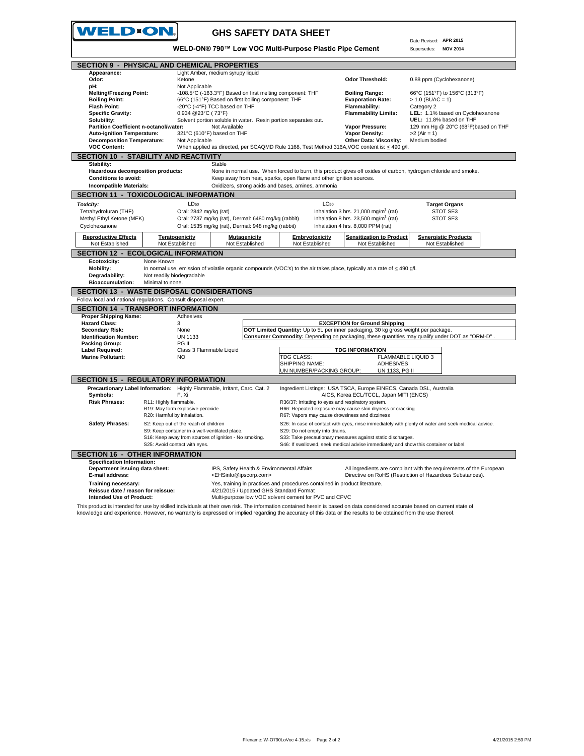# GHS SAFETY DATA SHEET

**WELD-ON® 790™ Low VOC Multi-Purpose Plastic Pipe Cement**

Date Revised: **APR 2015**
Supersedes: **NOV 2014**

## SECTION 9 - PHYSICAL AND CHEMICAL PROPERTIES

| | | | |
|---|---|---|---|
| **Appearance:** | Light Amber, medium syrupy liquid | | |
| **Odor:** | Ketone | **Odor Threshold:** | 0.88 ppm (Cyclohexanone) |
| **pH:** | Not Applicable | | |
| **Melting/Freezing Point:** | -108.5°C (-163.3°F) Based on first melting component: THF | **Boiling Range:** | 66°C (151°F) to 156°C (313°F) |
| **Boiling Point:** | 66°C (151°F) Based on first boiling component: THF | **Evaporation Rate:** | > 1.0 (BUAC = 1) |
| **Flash Point:** | -20°C (-4°F) TCC based on THF | **Flammability:** | Category 2 |
| **Specific Gravity:** | 0.934 @23°C ( 73°F) | **Flammability Limits:** | **LEL:** 1.1% based on Cyclohexanone |
| **Solubility:** | Solvent portion soluble in water. Resin portion separates out. | | **UEL:** 11.8% based on THF |
| **Partition Coefficient n-octanol/water:** | Not Available | **Vapor Pressure:** | 129 mm Hg @ 20°C (68°F)based on THF |
| **Auto-ignition Temperature:** | 321°C (610°F) based on THF | **Vapor Density:** | >2 (Air = 1) |
| **Decomposition Temperature:** | Not Applicable | **Other Data: Viscosity:** | Medium bodied |
| **VOC Content:** | When applied as directed, per SCAQMD Rule 1168, Test Method 316A,VOC content is: ≤ 490 g/l. | | |

## SECTION 10 - STABILITY AND REACTIVITY

**Stability:** Stable

**Hazardous decomposition products:** None in normal use. When forced to burn, this product gives off oxides of carbon, hydrogen chloride and smoke.

**Conditions to avoid:** Keep away from heat, sparks, open flame and other ignition sources.

**Incompatible Materials:** Oxidizers, strong acids and bases, amines, ammonia

## SECTION 11 - TOXICOLOGICAL INFORMATION

| *Toxicity:* | $LD_{50}$ | $LC_{50}$ | **Target Organs** |
|---|---|---|---|
| Tetrahydrofuran (THF) | Oral: 2842 mg/kg (rat) | Inhalation 3 hrs. 21,000 mg/m$^3$ (rat) | STOT SE3 |
| Methyl Ethyl Ketone (MEK) | Oral: 2737 mg/kg (rat), Dermal: 6480 mg/kg (rabbit) | Inhalation 8 hrs. 23,500 mg/m$^3$ (rat) | STOT SE3 |
| Cyclohexanone | Oral: 1535 mg/kg (rat), Dermal: 948 mg/kg (rabbit) | Inhalation 4 hrs. 8,000 PPM (rat) | |

| Reproductive Effects | Teratogenicity | Mutagenicity | Embryotoxicity | Sensitization to Product | Synergistic Products |
|---|---|---|---|---|---|
| Not Established | Not Established | Not Established | Not Established | Not Established | Not Established |

## SECTION 12 - ECOLOGICAL INFORMATION

**Ecotoxicity:** None Known

**Mobility:** In normal use, emission of volatile organic compounds (VOC's) to the air takes place, typically at a rate of ≤ 490 g/l.

**Degradability:** Not readily biodegradable

**Bioaccumulation:** Minimal to none.

## SECTION 13 - WASTE DISPOSAL CONSIDERATIONS

Follow local and national regulations. Consult disposal expert.

## SECTION 14 - TRANSPORT INFORMATION

| | |
|---|---|
| **Proper Shipping Name:** | Adhesives |
| **Hazard Class:** | 3 |
| **Secondary Risk:** | None |
| **Identification Number:** | UN 1133 |
| **Packing Group:** | PG II |
| **Label Required:** | Class 3 Flammable Liquid |
| **Marine Pollutant:** | NO |

**EXCEPTION for Ground Shipping**

**DOT Limited Quantity:** Up to 5L per inner packaging, 30 kg gross weight per package.

**Consumer Commodity:** Depending on packaging, these quantities may qualify under DOT as "ORM-D".

| TDG INFORMATION | |
|---|---|
| TDG CLASS: | FLAMMABLE LIQUID 3 |
| SHIPPING NAME: | ADHESIVES |
| UN NUMBER/PACKING GROUP: | UN 1133, PG II |

## SECTION 15 - REGULATORY INFORMATION

**Precautionary Label Information:** Highly Flammable, Irritant, Carc. Cat. 2

**Ingredient Listings:** USA TSCA, Europe EINECS, Canada DSL, Australia AICS, Korea ECL/TCCL, Japan MITI (ENCS)

**Symbols:** F, Xi

**Risk Phrases:**
- R11: Highly flammable.
- R19: May form explosive peroxide
- R20: Harmful by inhalation.
- R36/37: Irritating to eyes and respiratory system.
- R66: Repeated exposure may cause skin dryness or cracking
- R67: Vapors may cause drowsiness and dizziness

**Safety Phrases:**
- S2: Keep out of the reach of children
- S9: Keep container in a well-ventilated place.
- S16: Keep away from sources of ignition - No smoking.
- S25: Avoid contact with eyes.
- S26: In case of contact with eyes, rinse immediately with plenty of water and seek medical advice.
- S29: Do not empty into drains.
- S33: Take precautionary measures against static discharges.
- S46: If swallowed, seek medical advise immediately and show this container or label.

## SECTION 16 - OTHER INFORMATION

**Specification Information:**

**Department issuing data sheet:** IPS, Safety Health & Environmental Affairs

**E-mail address:** <EHSinfo@ipscorp.com>

All ingredients are compliant with the requirements of the European Directive on RoHS (Restriction of Hazardous Substances).

**Training necessary:** Yes, training in practices and procedures contained in product literature.

**Reissue date / reason for reissue:** 4/21/2015 / Updated GHS Standard Format

**Intended Use of Product:** Multi-purpose low VOC solvent cement for PVC and CPVC

This product is intended for use by skilled individuals at their own risk. The information contained herein is based on data considered accurate based on current state of knowledge and experience. However, no warranty is expressed or implied regarding the accuracy of this data or the results to be obtained from the use thereof.